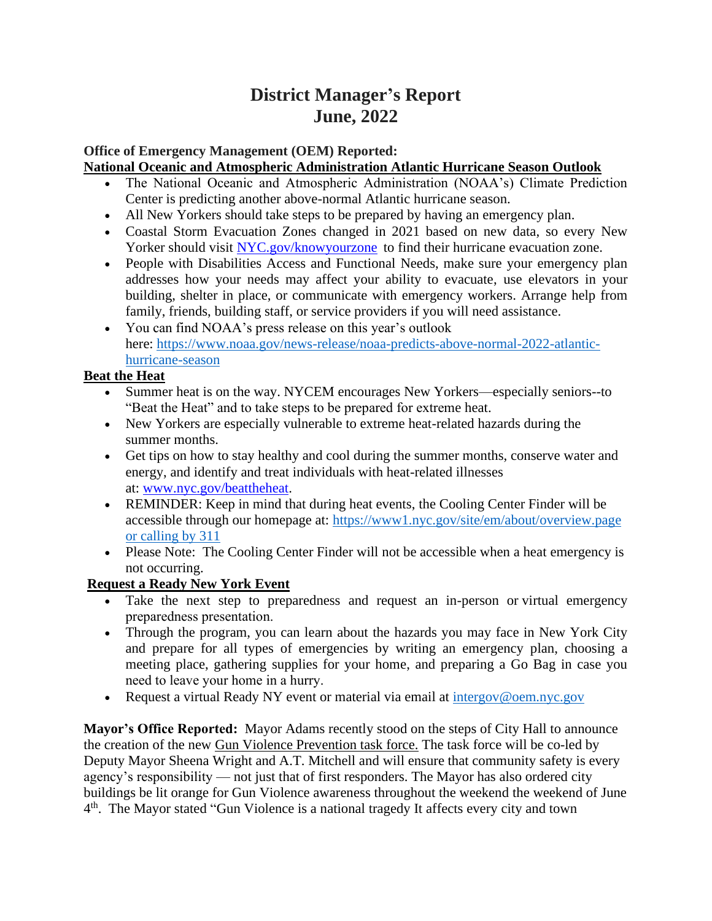# District Manager's Report
# June, 2022

**Office of Emergency Management (OEM) Reported:**

**National Oceanic and Atmospheric Administration Atlantic Hurricane Season Outlook**

- The National Oceanic and Atmospheric Administration (NOAA's) Climate Prediction Center is predicting another above-normal Atlantic hurricane season.
- All New Yorkers should take steps to be prepared by having an emergency plan.
- Coastal Storm Evacuation Zones changed in 2021 based on new data, so every New Yorker should visit NYC.gov/knowyourzone to find their hurricane evacuation zone.
- People with Disabilities Access and Functional Needs, make sure your emergency plan addresses how your needs may affect your ability to evacuate, use elevators in your building, shelter in place, or communicate with emergency workers. Arrange help from family, friends, building staff, or service providers if you will need assistance.
- You can find NOAA's press release on this year's outlook here: https://www.noaa.gov/news-release/noaa-predicts-above-normal-2022-atlantic-hurricane-season

**Beat the Heat**

- Summer heat is on the way. NYCEM encourages New Yorkers—especially seniors--to "Beat the Heat" and to take steps to be prepared for extreme heat.
- New Yorkers are especially vulnerable to extreme heat-related hazards during the summer months.
- Get tips on how to stay healthy and cool during the summer months, conserve water and energy, and identify and treat individuals with heat-related illnesses at: www.nyc.gov/beattheheat.
- REMINDER: Keep in mind that during heat events, the Cooling Center Finder will be accessible through our homepage at: https://www1.nyc.gov/site/em/about/overview.page or calling by 311
- Please Note: The Cooling Center Finder will not be accessible when a heat emergency is not occurring.

**Request a Ready New York Event**

- Take the next step to preparedness and request an in-person or virtual emergency preparedness presentation.
- Through the program, you can learn about the hazards you may face in New York City and prepare for all types of emergencies by writing an emergency plan, choosing a meeting place, gathering supplies for your home, and preparing a Go Bag in case you need to leave your home in a hurry.
- Request a virtual Ready NY event or material via email at intergov@oem.nyc.gov

**Mayor's Office Reported:** Mayor Adams recently stood on the steps of City Hall to announce the creation of the new Gun Violence Prevention task force. The task force will be co-led by Deputy Mayor Sheena Wright and A.T. Mitchell and will ensure that community safety is every agency's responsibility — not just that of first responders. The Mayor has also ordered city buildings be lit orange for Gun Violence awareness throughout the weekend the weekend of June 4th. The Mayor stated "Gun Violence is a national tragedy It affects every city and town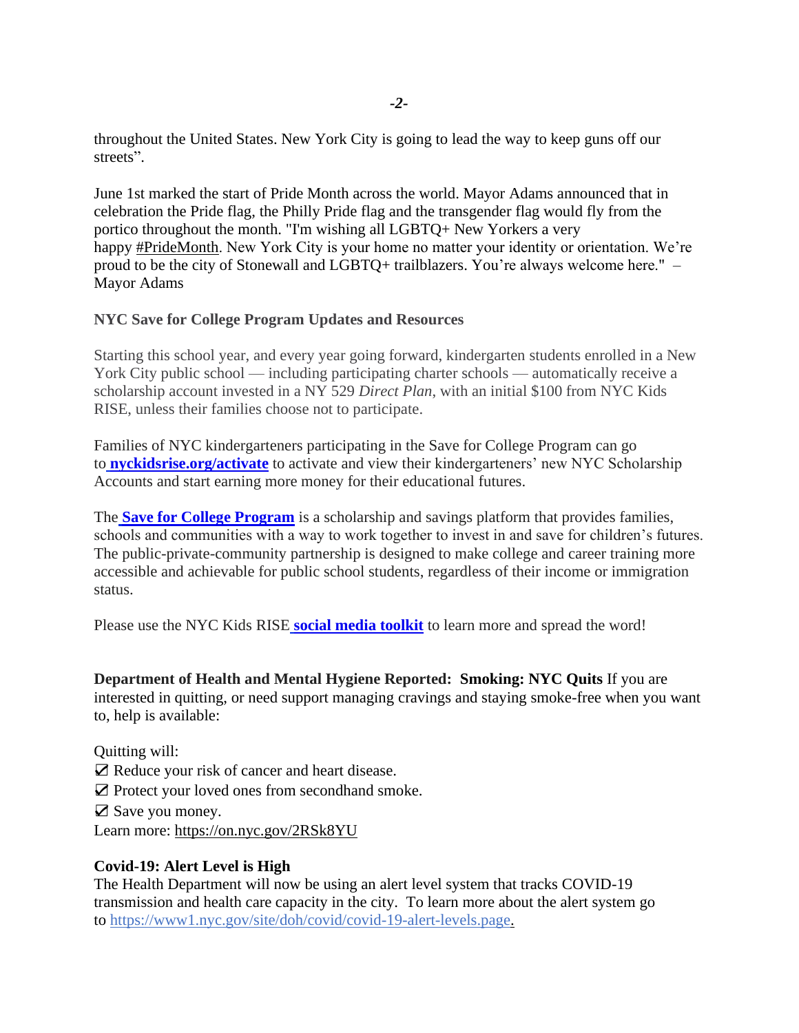throughout the United States. New York City is going to lead the way to keep guns off our streets".

June 1st marked the start of Pride Month across the world. Mayor Adams announced that in celebration the Pride flag, the Philly Pride flag and the transgender flag would fly from the portico throughout the month. "I'm wishing all LGBTQ+ New Yorkers a very happy #PrideMonth. New York City is your home no matter your identity or orientation. We're proud to be the city of Stonewall and LGBTQ+ trailblazers. You're always welcome here." – Mayor Adams

**NYC Save for College Program Updates and Resources**

Starting this school year, and every year going forward, kindergarten students enrolled in a New York City public school — including participating charter schools — automatically receive a scholarship account invested in a NY 529 *Direct Plan*, with an initial $100 from NYC Kids RISE, unless their families choose not to participate.

Families of NYC kindergarteners participating in the Save for College Program can go to **nyckidsrise.org/activate** to activate and view their kindergarteners' new NYC Scholarship Accounts and start earning more money for their educational futures.

The **Save for College Program** is a scholarship and savings platform that provides families, schools and communities with a way to work together to invest in and save for children's futures. The public-private-community partnership is designed to make college and career training more accessible and achievable for public school students, regardless of their income or immigration status.

Please use the NYC Kids RISE **social media toolkit** to learn more and spread the word!

**Department of Health and Mental Hygiene Reported: Smoking: NYC Quits** If you are interested in quitting, or need support managing cravings and staying smoke-free when you want to, help is available:

Quitting will:
☑ Reduce your risk of cancer and heart disease.
☑ Protect your loved ones from secondhand smoke.
☑ Save you money.
Learn more: https://on.nyc.gov/2RSk8YU

**Covid-19: Alert Level is High**
The Health Department will now be using an alert level system that tracks COVID-19 transmission and health care capacity in the city. To learn more about the alert system go to https://www1.nyc.gov/site/doh/covid/covid-19-alert-levels.page.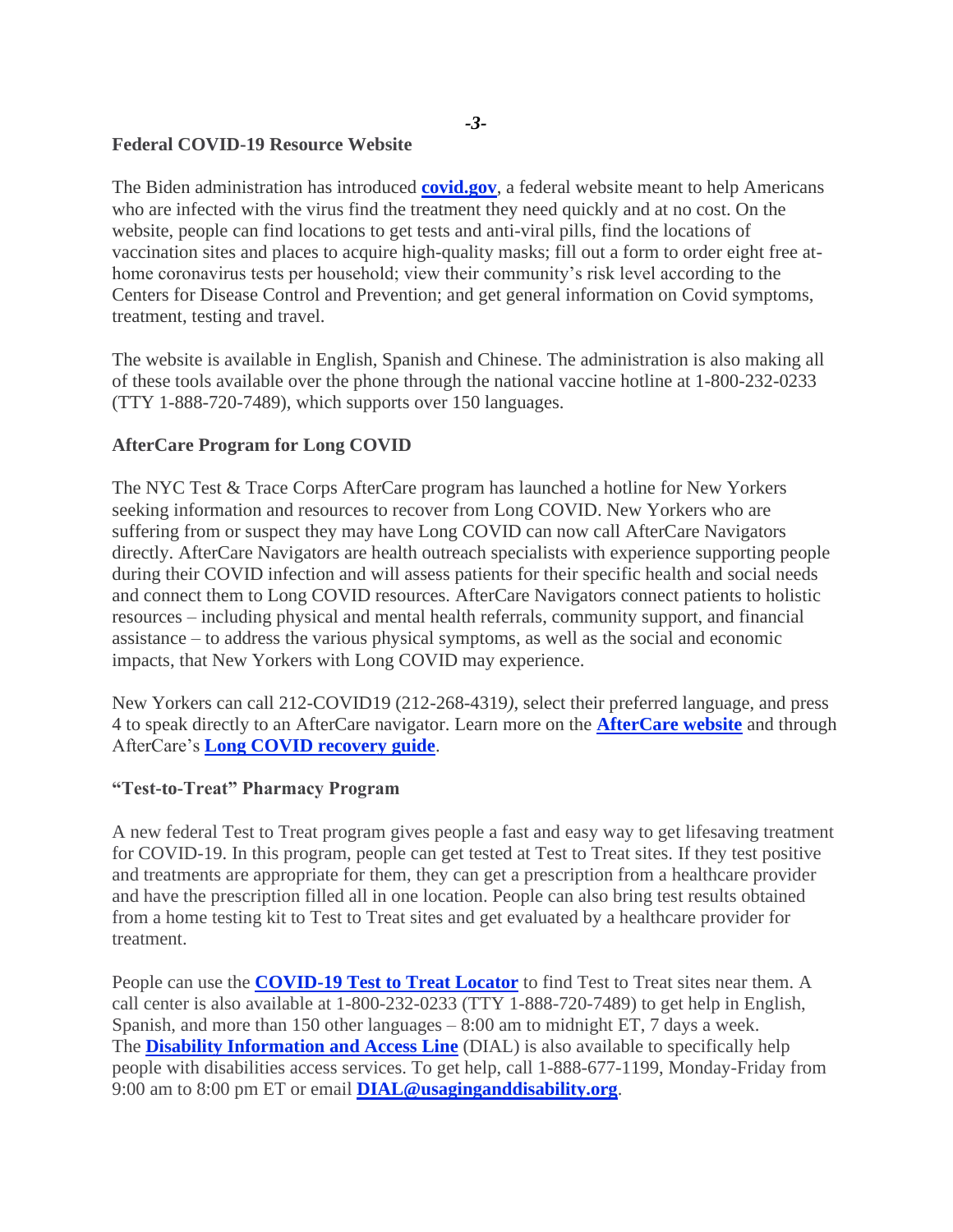**Federal COVID-19 Resource Website**

The Biden administration has introduced **covid.gov**, a federal website meant to help Americans who are infected with the virus find the treatment they need quickly and at no cost. On the website, people can find locations to get tests and anti-viral pills, find the locations of vaccination sites and places to acquire high-quality masks; fill out a form to order eight free at-home coronavirus tests per household; view their community's risk level according to the Centers for Disease Control and Prevention; and get general information on Covid symptoms, treatment, testing and travel.

The website is available in English, Spanish and Chinese. The administration is also making all of these tools available over the phone through the national vaccine hotline at 1-800-232-0233 (TTY 1-888-720-7489), which supports over 150 languages.

**AfterCare Program for Long COVID**

The NYC Test & Trace Corps AfterCare program has launched a hotline for New Yorkers seeking information and resources to recover from Long COVID. New Yorkers who are suffering from or suspect they may have Long COVID can now call AfterCare Navigators directly. AfterCare Navigators are health outreach specialists with experience supporting people during their COVID infection and will assess patients for their specific health and social needs and connect them to Long COVID resources. AfterCare Navigators connect patients to holistic resources – including physical and mental health referrals, community support, and financial assistance – to address the various physical symptoms, as well as the social and economic impacts, that New Yorkers with Long COVID may experience.

New Yorkers can call 212-COVID19 (212-268-4319*)*, select their preferred language, and press 4 to speak directly to an AfterCare navigator. Learn more on the **AfterCare website** and through AfterCare's **Long COVID recovery guide**.

**"Test-to-Treat" Pharmacy Program**

A new federal Test to Treat program gives people a fast and easy way to get lifesaving treatment for COVID-19. In this program, people can get tested at Test to Treat sites. If they test positive and treatments are appropriate for them, they can get a prescription from a healthcare provider and have the prescription filled all in one location. People can also bring test results obtained from a home testing kit to Test to Treat sites and get evaluated by a healthcare provider for treatment.

People can use the **COVID-19 Test to Treat Locator** to find Test to Treat sites near them. A call center is also available at 1-800-232-0233 (TTY 1-888-720-7489) to get help in English, Spanish, and more than 150 other languages – 8:00 am to midnight ET, 7 days a week. The **Disability Information and Access Line** (DIAL) is also available to specifically help people with disabilities access services. To get help, call 1-888-677-1199, Monday-Friday from 9:00 am to 8:00 pm ET or email **DIAL@usaginganddisability.org**.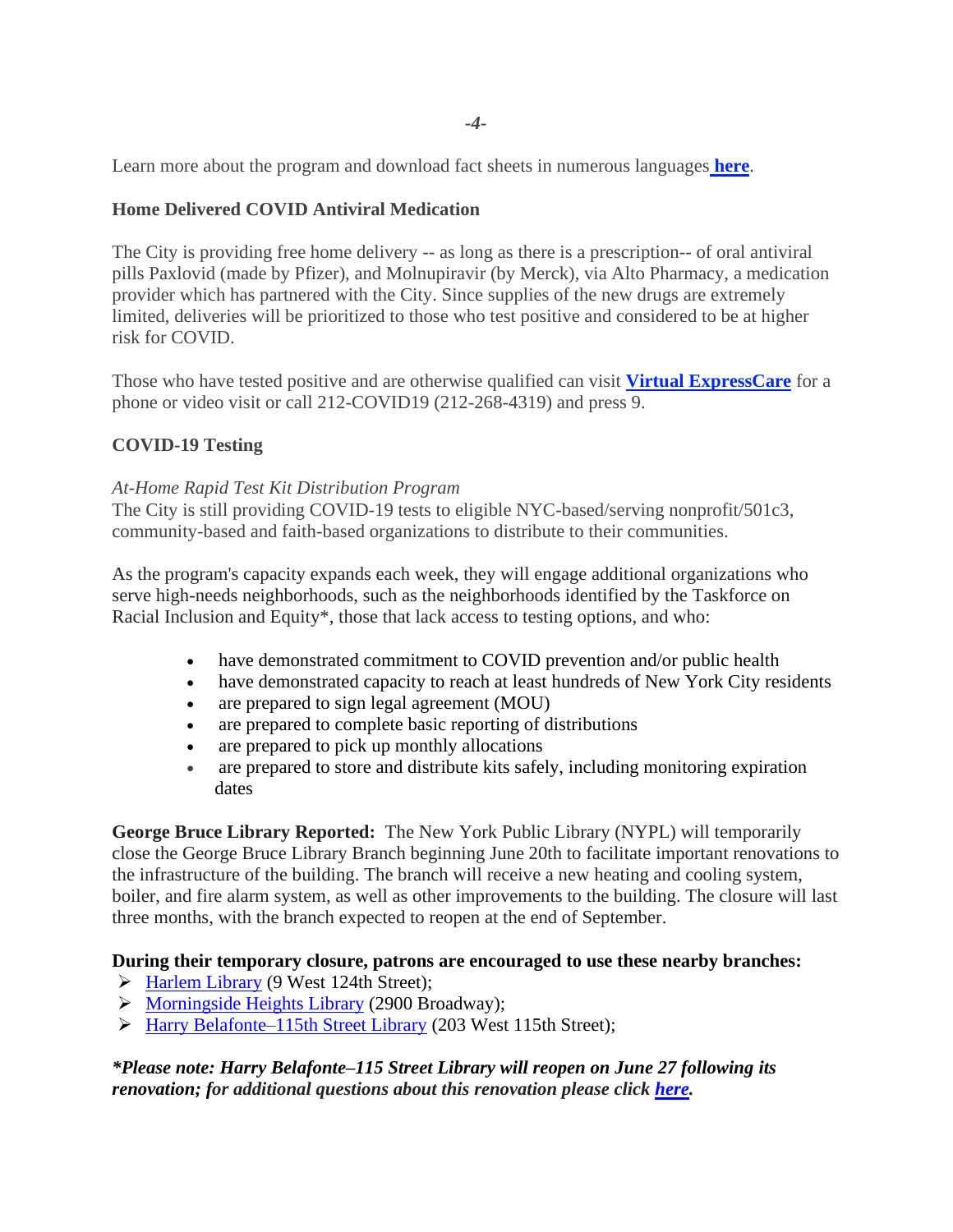Learn more about the program and download fact sheets in numerous languages **here**.

**Home Delivered COVID Antiviral Medication**

The City is providing free home delivery -- as long as there is a prescription-- of oral antiviral pills Paxlovid (made by Pfizer), and Molnupiravir (by Merck), via Alto Pharmacy, a medication provider which has partnered with the City. Since supplies of the new drugs are extremely limited, deliveries will be prioritized to those who test positive and considered to be at higher risk for COVID.

Those who have tested positive and are otherwise qualified can visit **Virtual ExpressCare** for a phone or video visit or call 212-COVID19 (212-268-4319) and press 9.

**COVID-19 Testing**

*At-Home Rapid Test Kit Distribution Program*
The City is still providing COVID-19 tests to eligible NYC-based/serving nonprofit/501c3, community-based and faith-based organizations to distribute to their communities.

As the program's capacity expands each week, they will engage additional organizations who serve high-needs neighborhoods, such as the neighborhoods identified by the Taskforce on Racial Inclusion and Equity*, those that lack access to testing options, and who:

- have demonstrated commitment to COVID prevention and/or public health
- have demonstrated capacity to reach at least hundreds of New York City residents
- are prepared to sign legal agreement (MOU)
- are prepared to complete basic reporting of distributions
- are prepared to pick up monthly allocations
- are prepared to store and distribute kits safely, including monitoring expiration dates

**George Bruce Library Reported:** The New York Public Library (NYPL) will temporarily close the George Bruce Library Branch beginning June 20th to facilitate important renovations to the infrastructure of the building. The branch will receive a new heating and cooling system, boiler, and fire alarm system, as well as other improvements to the building. The closure will last three months, with the branch expected to reopen at the end of September.

**During their temporary closure, patrons are encouraged to use these nearby branches:**

- Harlem Library (9 West 124th Street);
- Morningside Heights Library (2900 Broadway);
- Harry Belafonte–115th Street Library (203 West 115th Street);

***Please note: Harry Belafonte–115 Street Library will reopen on June 27 following its renovation; for additional questions about this renovation please click here.***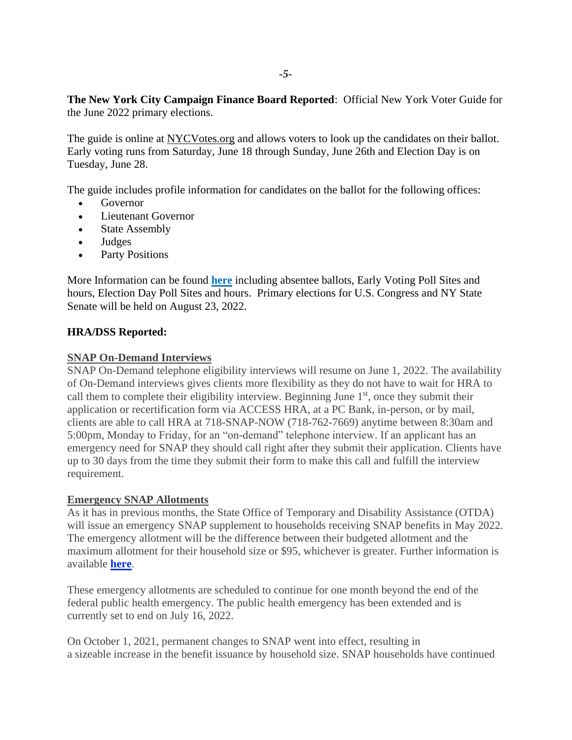**The New York City Campaign Finance Board Reported**: Official New York Voter Guide for the June 2022 primary elections.

The guide is online at NYCVotes.org and allows voters to look up the candidates on their ballot. Early voting runs from Saturday, June 18 through Sunday, June 26th and Election Day is on Tuesday, June 28.

The guide includes profile information for candidates on the ballot for the following offices:

- Governor
- Lieutenant Governor
- State Assembly
- Judges
- Party Positions

More Information can be found **here** including absentee ballots, Early Voting Poll Sites and hours, Election Day Poll Sites and hours. Primary elections for U.S. Congress and NY State Senate will be held on August 23, 2022.

**HRA/DSS Reported:**

**SNAP On-Demand Interviews**

SNAP On-Demand telephone eligibility interviews will resume on June 1, 2022. The availability of On-Demand interviews gives clients more flexibility as they do not have to wait for HRA to call them to complete their eligibility interview. Beginning June 1st, once they submit their application or recertification form via ACCESS HRA, at a PC Bank, in-person, or by mail, clients are able to call HRA at 718-SNAP-NOW (718-762-7669) anytime between 8:30am and 5:00pm, Monday to Friday, for an "on-demand" telephone interview. If an applicant has an emergency need for SNAP they should call right after they submit their application. Clients have up to 30 days from the time they submit their form to make this call and fulfill the interview requirement.

**Emergency SNAP Allotments**

As it has in previous months, the State Office of Temporary and Disability Assistance (OTDA) will issue an emergency SNAP supplement to households receiving SNAP benefits in May 2022. The emergency allotment will be the difference between their budgeted allotment and the maximum allotment for their household size or $95, whichever is greater. Further information is available **here**.

These emergency allotments are scheduled to continue for one month beyond the end of the federal public health emergency. The public health emergency has been extended and is currently set to end on July 16, 2022.

On October 1, 2021, permanent changes to SNAP went into effect, resulting in a sizeable increase in the benefit issuance by household size. SNAP households have continued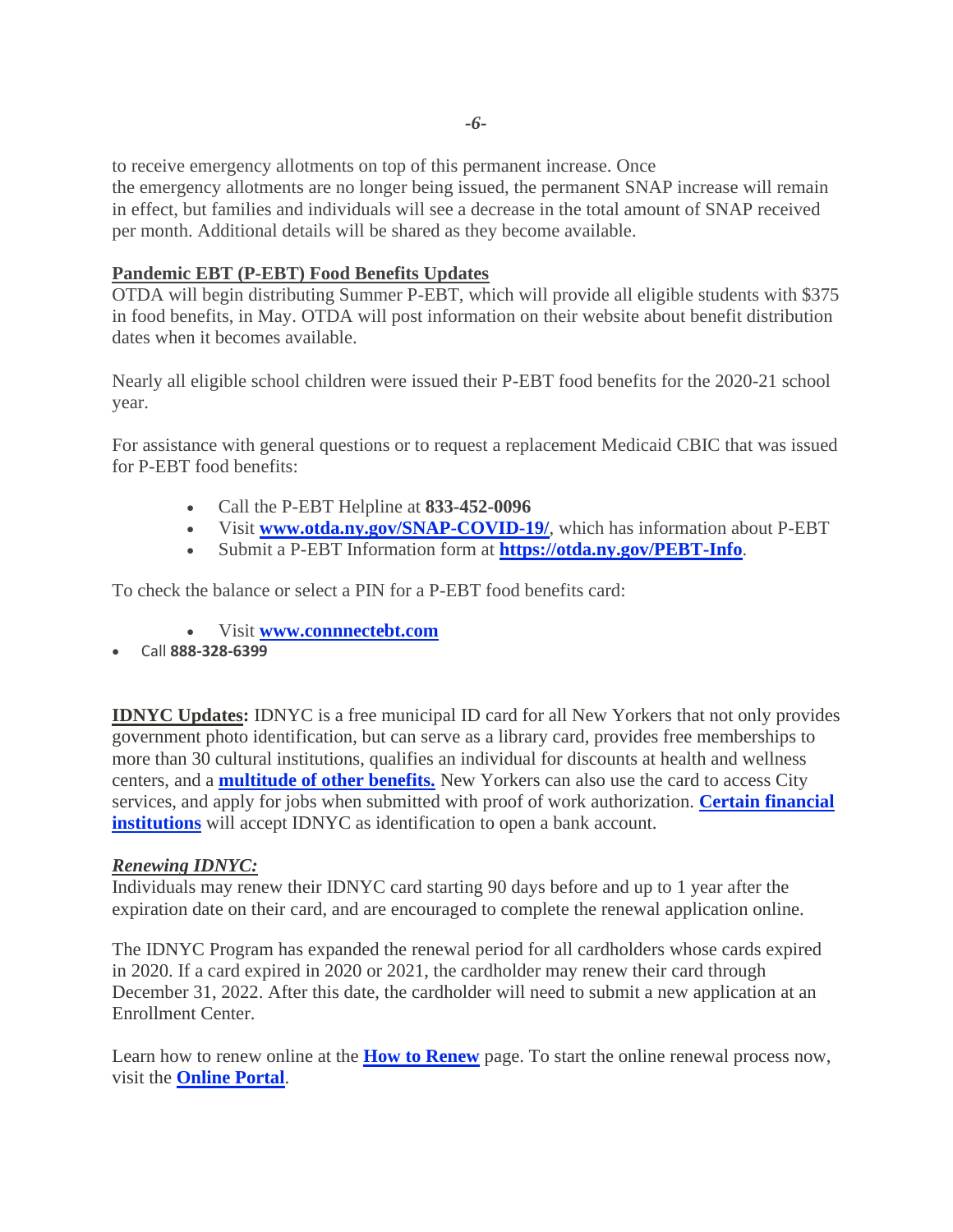to receive emergency allotments on top of this permanent increase. Once the emergency allotments are no longer being issued, the permanent SNAP increase will remain in effect, but families and individuals will see a decrease in the total amount of SNAP received per month. Additional details will be shared as they become available.

**Pandemic EBT (P-EBT) Food Benefits Updates**

OTDA will begin distributing Summer P-EBT, which will provide all eligible students with $375 in food benefits, in May. OTDA will post information on their website about benefit distribution dates when it becomes available.

Nearly all eligible school children were issued their P-EBT food benefits for the 2020-21 school year.

For assistance with general questions or to request a replacement Medicaid CBIC that was issued for P-EBT food benefits:

- Call the P-EBT Helpline at **833-452-0096**
- Visit **www.otda.ny.gov/SNAP-COVID-19/**, which has information about P-EBT
- Submit a P-EBT Information form at **https://otda.ny.gov/PEBT-Info**.

To check the balance or select a PIN for a P-EBT food benefits card:

- Visit **www.connnectebt.com**
- Call **888-328-6399**

**IDNYC Updates:** IDNYC is a free municipal ID card for all New Yorkers that not only provides government photo identification, but can serve as a library card, provides free memberships to more than 30 cultural institutions, qualifies an individual for discounts at health and wellness centers, and a **multitude of other benefits.** New Yorkers can also use the card to access City services, and apply for jobs when submitted with proof of work authorization. **Certain financial institutions** will accept IDNYC as identification to open a bank account.

***Renewing IDNYC:***

Individuals may renew their IDNYC card starting 90 days before and up to 1 year after the expiration date on their card, and are encouraged to complete the renewal application online.

The IDNYC Program has expanded the renewal period for all cardholders whose cards expired in 2020. If a card expired in 2020 or 2021, the cardholder may renew their card through December 31, 2022. After this date, the cardholder will need to submit a new application at an Enrollment Center.

Learn how to renew online at the **How to Renew** page. To start the online renewal process now, visit the **Online Portal**.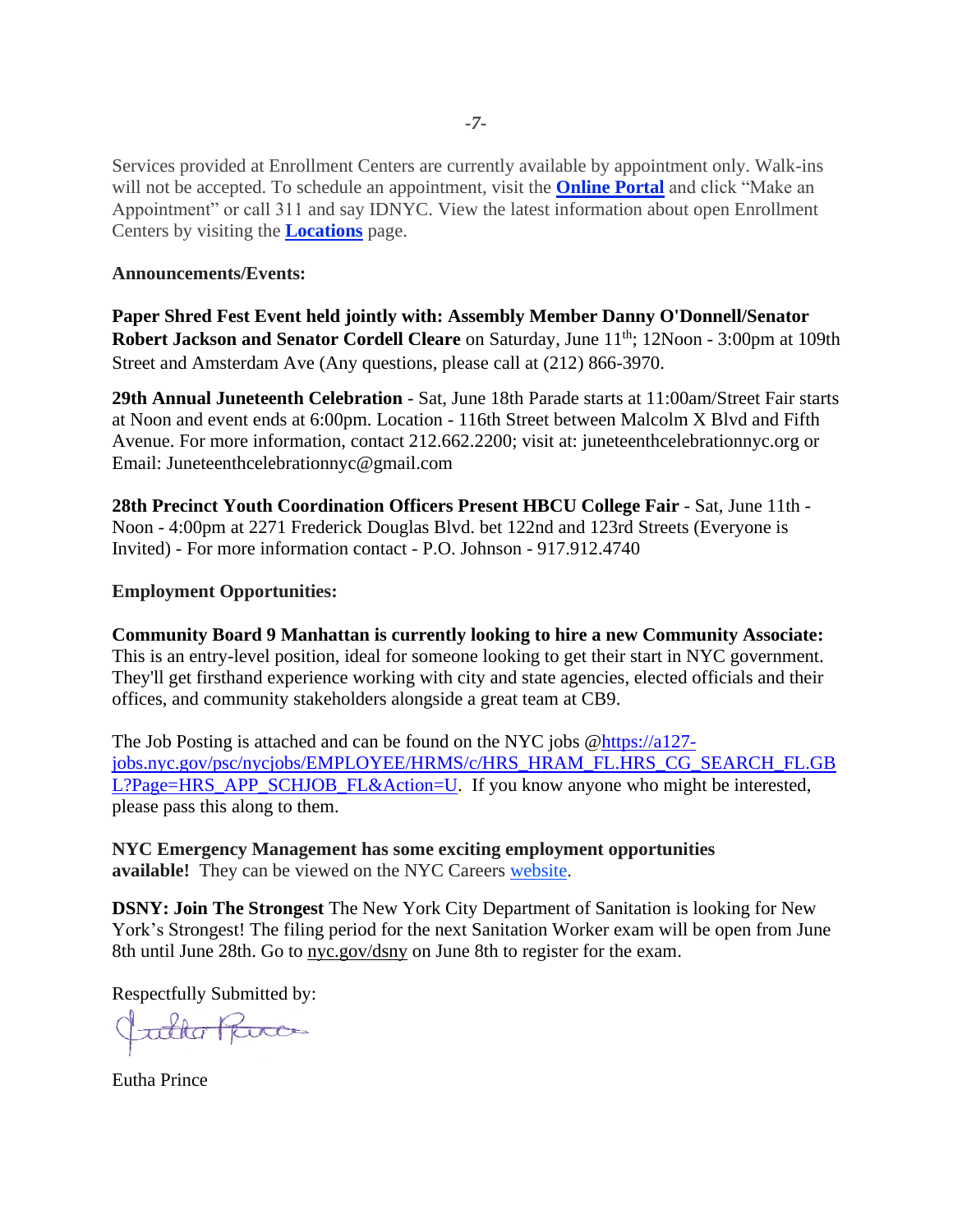Services provided at Enrollment Centers are currently available by appointment only. Walk-ins will not be accepted. To schedule an appointment, visit the **Online Portal** and click "Make an Appointment" or call 311 and say IDNYC. View the latest information about open Enrollment Centers by visiting the **Locations** page.

**Announcements/Events:**

**Paper Shred Fest Event held jointly with: Assembly Member Danny O'Donnell/Senator Robert Jackson and Senator Cordell Cleare** on Saturday, June 11th; 12Noon - 3:00pm at 109th Street and Amsterdam Ave (Any questions, please call at (212) 866-3970.

**29th Annual Juneteenth Celebration** - Sat, June 18th Parade starts at 11:00am/Street Fair starts at Noon and event ends at 6:00pm. Location - 116th Street between Malcolm X Blvd and Fifth Avenue. For more information, contact 212.662.2200; visit at: juneteenthcelebrationnyc.org or Email: Juneteenthcelebrationnyc@gmail.com

**28th Precinct Youth Coordination Officers Present HBCU College Fair** - Sat, June 11th - Noon - 4:00pm at 2271 Frederick Douglas Blvd. bet 122nd and 123rd Streets (Everyone is Invited) - For more information contact - P.O. Johnson - 917.912.4740

**Employment Opportunities:**

**Community Board 9 Manhattan is currently looking to hire a new Community Associate:** This is an entry-level position, ideal for someone looking to get their start in NYC government. They'll get firsthand experience working with city and state agencies, elected officials and their offices, and community stakeholders alongside a great team at CB9.

The Job Posting is attached and can be found on the NYC jobs @https://a127-jobs.nyc.gov/psc/nycjobs/EMPLOYEE/HRMS/c/HRS_HRAM_FL.HRS_CG_SEARCH_FL.GBL?Page=HRS_APP_SCHJOB_FL&Action=U. If you know anyone who might be interested, please pass this along to them.

**NYC Emergency Management has some exciting employment opportunities available!** They can be viewed on the NYC Careers website.

**DSNY: Join The Strongest** The New York City Department of Sanitation is looking for New York's Strongest! The filing period for the next Sanitation Worker exam will be open from June 8th until June 28th. Go to nyc.gov/dsny on June 8th to register for the exam.

Respectfully Submitted by:

Eutha Prince